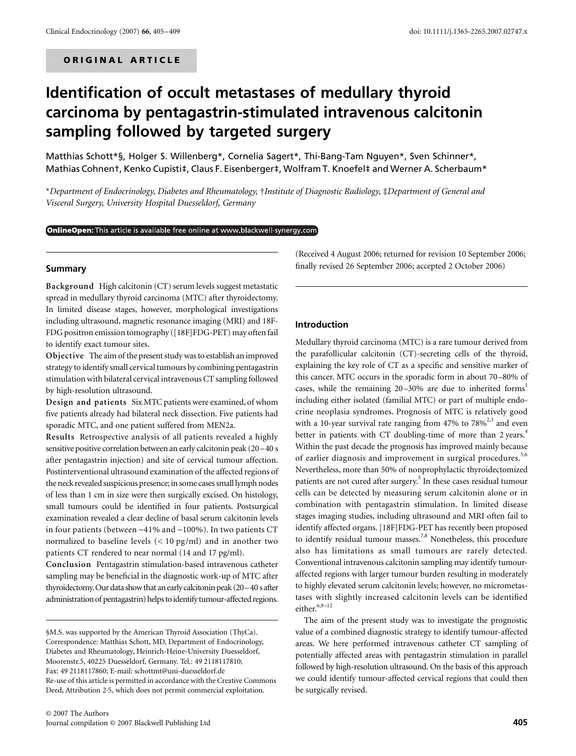ORIGINAL ARTICLE

# Identification of occult metastases of medullary thyroid carcinoma by pentagastrin-stimulated intravenous calcitonin sampling followed by targeted surgery

Matthias Schott*§, Holger S. Willenberg*, Cornelia Sagert*, Thi-Bang-Tam Nguyen*, Sven Schinner*, Mathias Cohnen†, Kenko Cupisti‡, Claus F. Eisenberger‡, Wolfram T. Knoefel‡ and Werner A. Scherbaum*

*Department of Endocrinology, Diabetes and Rheumatology, †Institute of Diagnostic Radiology, ‡Department of General and Visceral Surgery, University Hospital Duesseldorf, Germany*

OnlineOpen: This article is available free online at www.blackwell-synergy.com

## Summary

**Background** High calcitonin (CT) serum levels suggest metastatic spread in medullary thyroid carcinoma (MTC) after thyroidectomy. In limited disease stages, however, morphological investigations including ultrasound, magnetic resonance imaging (MRI) and 18F-FDG positron emission tomography ([18F]FDG-PET) may often fail to identify exact tumour sites.

**Objective** The aim of the present study was to establish an improved strategy to identify small cervical tumours by combining pentagastrin stimulation with bilateral cervical intravenous CT sampling followed by high-resolution ultrasound.

**Design and patients** Six MTC patients were examined, of whom five patients already had bilateral neck dissection. Five patients had sporadic MTC, and one patient suffered from MEN2a.

**Results** Retrospective analysis of all patients revealed a highly sensitive positive correlation between an early calcitonin peak (20–40 s after pentagastrin injection) and site of cervical tumour affection. Postinterventional ultrasound examination of the affected regions of the neck revealed suspicious presence; in some cases small lymph nodes of less than 1 cm in size were then surgically excised. On histology, small tumours could be identified in four patients. Postsurgical examination revealed a clear decline of basal serum calcitonin levels in four patients (between −41% and −100%). In two patients CT normalized to baseline levels (< 10 pg/ml) and in another two patients CT rendered to near normal (14 and 17 pg/ml).

**Conclusion** Pentagastrin stimulation-based intravenous catheter sampling may be beneficial in the diagnostic work-up of MTC after thyroidectomy. Our data show that an early calcitonin peak (20–40 s after administration of pentagastrin) helps to identify tumour-affected regions.

§M.S. was supported by the American Thyroid Association (ThyCa).
Correspondence: Matthias Schott, MD, Department of Endocrinology, Diabetes and Rheumatology, Heinrich-Heine-University Duesseldorf, Moorenstr.5, 40225 Duesseldorf, Germany. Tel.: 49 2118117810; Fax: 49 2118117860; E-mail: schottmt@uni-duesseldorf.de
Re-use of this article is permitted in accordance with the Creative Commons Deed, Attribution 2·5, which does not permit commercial exploitation.

(Received 4 August 2006; returned for revision 10 September 2006; finally revised 26 September 2006; accepted 2 October 2006)

## Introduction

Medullary thyroid carcinoma (MTC) is a rare tumour derived from the parafollicular calcitonin (CT)-secreting cells of the thyroid, explaining the key role of CT as a specific and sensitive marker of this cancer. MTC occurs in the sporadic form in about 70–80% of cases, while the remaining 20–30% are due to inherited forms[1] including either isolated (familial MTC) or part of multiple endocrine neoplasia syndromes. Prognosis of MTC is relatively good with a 10-year survival rate ranging from 47% to 78%[2,3] and even better in patients with CT doubling-time of more than 2 years.[4] Within the past decade the prognosis has improved mainly because of earlier diagnosis and improvement in surgical procedures.[5,6] Nevertheless, more than 50% of nonprophylactic thyroidectomized patients are not cured after surgery.[5] In these cases residual tumour cells can be detected by measuring serum calcitonin alone or in combination with pentagastrin stimulation. In limited disease stages imaging studies, including ultrasound and MRI often fail to identify affected organs. [18F]FDG-PET has recently been proposed to identify residual tumour masses.[7,8] Nonetheless, this procedure also has limitations as small tumours are rarely detected. Conventional intravenous calcitonin sampling may identify tumour-affected regions with larger tumour burden resulting in moderately to highly elevated serum calcitonin levels; however, no micrometastases with slightly increased calcitonin levels can be identified either.[6,9–12]

The aim of the present study was to investigate the prognostic value of a combined diagnostic strategy to identify tumour-affected areas. We here performed intravenous catheter CT sampling of potentially affected areas with pentagastrin stimulation in parallel followed by high-resolution ultrasound. On the basis of this approach we could identify tumour-affected cervical regions that could then be surgically revised.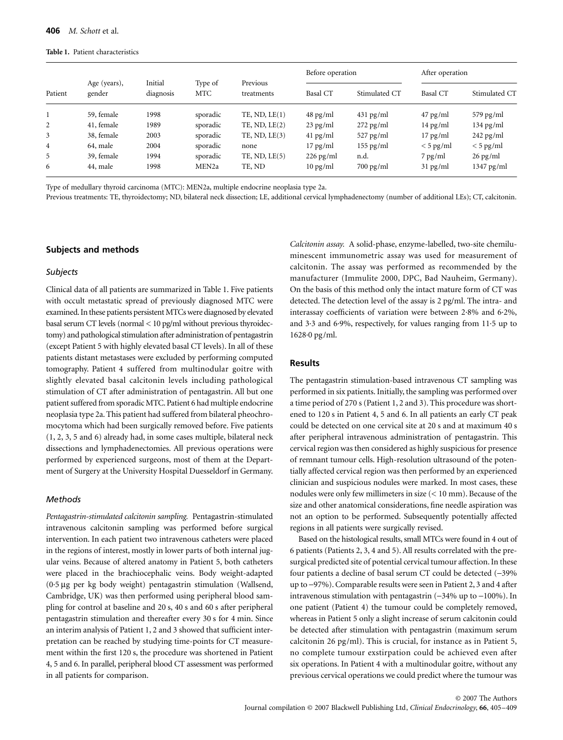**Table 1.** Patient characteristics

| Patient | Age (years), gender | Initial diagnosis | Type of MTC | Previous treatments | Before operation | | After operation | |
|---|---|---|---|---|---|---|---|---|
| | | | | | Basal CT | Stimulated CT | Basal CT | Stimulated CT |
| 1 | 59, female | 1998 | sporadic | TE, ND, LE(1) | 48 pg/ml | 431 pg/ml | 47 pg/ml | 579 pg/ml |
| 2 | 41, female | 1989 | sporadic | TE, ND, LE(2) | 23 pg/ml | 272 pg/ml | 14 pg/ml | 134 pg/ml |
| 3 | 38, female | 2003 | sporadic | TE, ND, LE(3) | 41 pg/ml | 527 pg/ml | 17 pg/ml | 242 pg/ml |
| 4 | 64, male | 2004 | sporadic | none | 17 pg/ml | 155 pg/ml | < 5 pg/ml | < 5 pg/ml |
| 5 | 39, female | 1994 | sporadic | TE, ND, LE(5) | 226 pg/ml | n.d. | 7 pg/ml | 26 pg/ml |
| 6 | 44, male | 1998 | MEN2a | TE, ND | 10 pg/ml | 700 pg/ml | 31 pg/ml | 1347 pg/ml |

Type of medullary thyroid carcinoma (MTC): MEN2a, multiple endocrine neoplasia type 2a.
Previous treatments: TE, thyroidectomy; ND, bilateral neck dissection; LE, additional cervical lymphadenectomy (number of additional LEs); CT, calcitonin.

## Subjects and methods

### Subjects

Clinical data of all patients are summarized in Table 1. Five patients with occult metastatic spread of previously diagnosed MTC were examined. In these patients persistent MTCs were diagnosed by elevated basal serum CT levels (normal < 10 pg/ml without previous thyroidectomy) and pathological stimulation after administration of pentagastrin (except Patient 5 with highly elevated basal CT levels). In all of these patients distant metastases were excluded by performing computed tomography. Patient 4 suffered from multinodular goitre with slightly elevated basal calcitonin levels including pathological stimulation of CT after administration of pentagastrin. All but one patient suffered from sporadic MTC. Patient 6 had multiple endocrine neoplasia type 2a. This patient had suffered from bilateral pheochromocytoma which had been surgically removed before. Five patients (1, 2, 3, 5 and 6) already had, in some cases multiple, bilateral neck dissections and lymphadenectomies. All previous operations were performed by experienced surgeons, most of them at the Department of Surgery at the University Hospital Duesseldorf in Germany.

### Methods

*Pentagastrin-stimulated calcitonin sampling.* Pentagastrin-stimulated intravenous calcitonin sampling was performed before surgical intervention. In each patient two intravenous catheters were placed in the regions of interest, mostly in lower parts of both internal jugular veins. Because of altered anatomy in Patient 5, both catheters were placed in the brachiocephalic veins. Body weight-adapted (0·5 µg per kg body weight) pentagastrin stimulation (Wallsend, Cambridge, UK) was then performed using peripheral blood sampling for control at baseline and 20 s, 40 s and 60 s after peripheral pentagastrin stimulation and thereafter every 30 s for 4 min. Since an interim analysis of Patient 1, 2 and 3 showed that sufficient interpretation can be reached by studying time-points for CT measurement within the first 120 s, the procedure was shortened in Patient 4, 5 and 6. In parallel, peripheral blood CT assessment was performed in all patients for comparison.

*Calcitonin assay.* A solid-phase, enzyme-labelled, two-site chemiluminescent immunometric assay was used for measurement of calcitonin. The assay was performed as recommended by the manufacturer (Immulite 2000, DPC, Bad Nauheim, Germany). On the basis of this method only the intact mature form of CT was detected. The detection level of the assay is 2 pg/ml. The intra- and interassay coefficients of variation were between 2·8% and 6·2%, and 3·3 and 6·9%, respectively, for values ranging from 11·5 up to 1628·0 pg/ml.

## Results

The pentagastrin stimulation-based intravenous CT sampling was performed in six patients. Initially, the sampling was performed over a time period of 270 s (Patient 1, 2 and 3). This procedure was shortened to 120 s in Patient 4, 5 and 6. In all patients an early CT peak could be detected on one cervical site at 20 s and at maximum 40 s after peripheral intravenous administration of pentagastrin. This cervical region was then considered as highly suspicious for presence of remnant tumour cells. High-resolution ultrasound of the potentially affected cervical region was then performed by an experienced clinician and suspicious nodules were marked. In most cases, these nodules were only few millimeters in size (< 10 mm). Because of the size and other anatomical considerations, fine needle aspiration was not an option to be performed. Subsequently potentially affected regions in all patients were surgically revised.

Based on the histological results, small MTCs were found in 4 out of 6 patients (Patients 2, 3, 4 and 5). All results correlated with the presurgical predicted site of potential cervical tumour affection. In these four patients a decline of basal serum CT could be detected (−39% up to −97%). Comparable results were seen in Patient 2, 3 and 4 after intravenous stimulation with pentagastrin (−34% up to −100%). In one patient (Patient 4) the tumour could be completely removed, whereas in Patient 5 only a slight increase of serum calcitonin could be detected after stimulation with pentagastrin (maximum serum calcitonin 26 pg/ml). This is crucial, for instance as in Patient 5, no complete tumour exstirpation could be achieved even after six operations. In Patient 4 with a multinodular goitre, without any previous cervical operations we could predict where the tumour was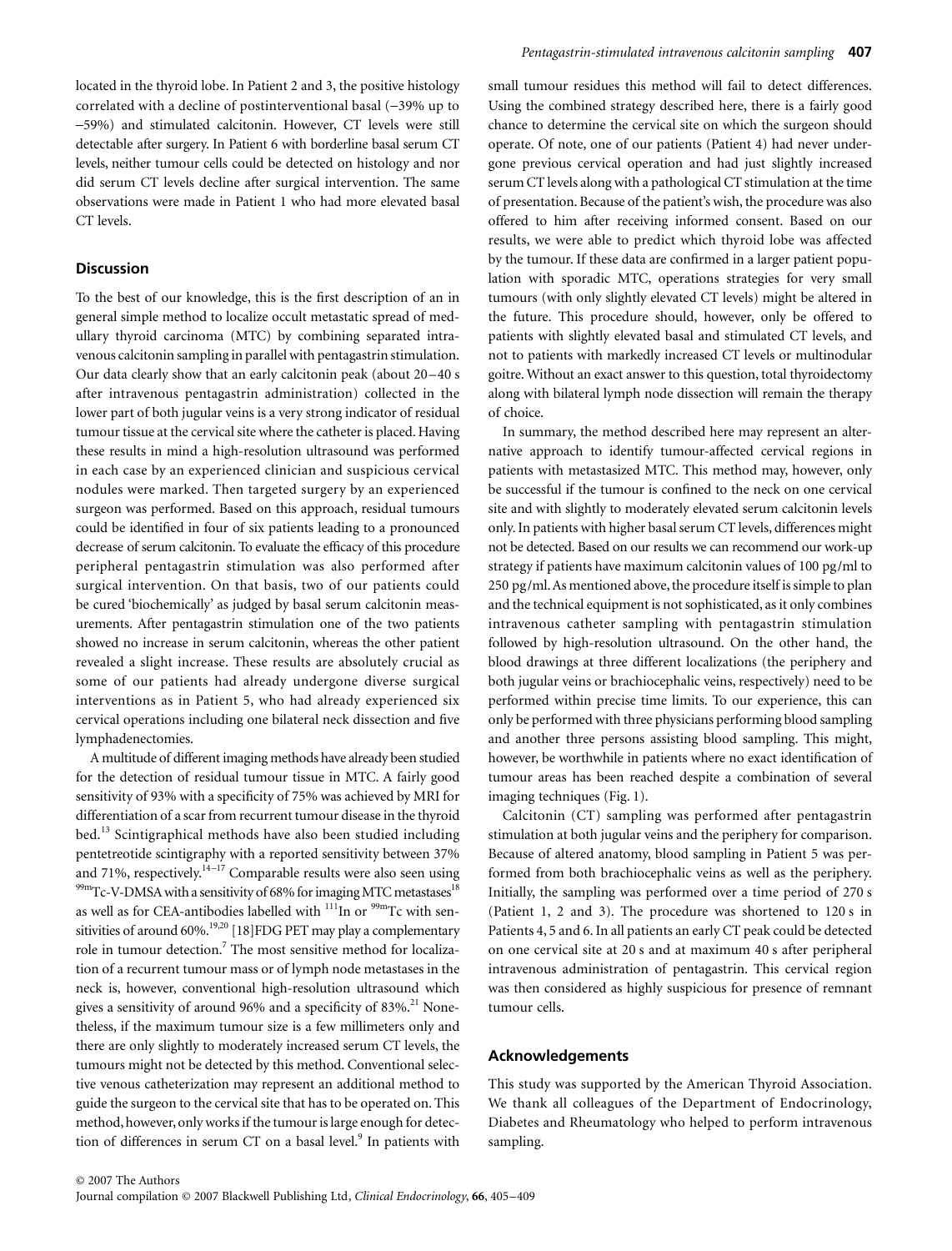located in the thyroid lobe. In Patient 2 and 3, the positive histology correlated with a decline of postinterventional basal (−39% up to −59%) and stimulated calcitonin. However, CT levels were still detectable after surgery. In Patient 6 with borderline basal serum CT levels, neither tumour cells could be detected on histology and nor did serum CT levels decline after surgical intervention. The same observations were made in Patient 1 who had more elevated basal CT levels.

## Discussion

To the best of our knowledge, this is the first description of an in general simple method to localize occult metastatic spread of medullary thyroid carcinoma (MTC) by combining separated intravenous calcitonin sampling in parallel with pentagastrin stimulation. Our data clearly show that an early calcitonin peak (about 20–40 s after intravenous pentagastrin administration) collected in the lower part of both jugular veins is a very strong indicator of residual tumour tissue at the cervical site where the catheter is placed. Having these results in mind a high-resolution ultrasound was performed in each case by an experienced clinician and suspicious cervical nodules were marked. Then targeted surgery by an experienced surgeon was performed. Based on this approach, residual tumours could be identified in four of six patients leading to a pronounced decrease of serum calcitonin. To evaluate the efficacy of this procedure peripheral pentagastrin stimulation was also performed after surgical intervention. On that basis, two of our patients could be cured 'biochemically' as judged by basal serum calcitonin measurements. After pentagastrin stimulation one of the two patients showed no increase in serum calcitonin, whereas the other patient revealed a slight increase. These results are absolutely crucial as some of our patients had already undergone diverse surgical interventions as in Patient 5, who had already experienced six cervical operations including one bilateral neck dissection and five lymphadenectomies.

A multitude of different imaging methods have already been studied for the detection of residual tumour tissue in MTC. A fairly good sensitivity of 93% with a specificity of 75% was achieved by MRI for differentiation of a scar from recurrent tumour disease in the thyroid bed.[13] Scintigraphical methods have also been studied including pentetreotide scintigraphy with a reported sensitivity between 37% and 71%, respectively.[14–17] Comparable results were also seen using $^{99m}$Tc-V-DMSA with a sensitivity of 68% for imaging MTC metastases[18] as well as for CEA-antibodies labelled with $^{111}$In or $^{99m}$Tc with sensitivities of around 60%.[19,20] [18]FDG PET may play a complementary role in tumour detection.[7] The most sensitive method for localization of a recurrent tumour mass or of lymph node metastases in the neck is, however, conventional high-resolution ultrasound which gives a sensitivity of around 96% and a specificity of 83%.[21] Nonetheless, if the maximum tumour size is a few millimeters only and there are only slightly to moderately increased serum CT levels, the tumours might not be detected by this method. Conventional selective venous catheterization may represent an additional method to guide the surgeon to the cervical site that has to be operated on. This method, however, only works if the tumour is large enough for detection of differences in serum CT on a basal level.[9] In patients with small tumour residues this method will fail to detect differences. Using the combined strategy described here, there is a fairly good chance to determine the cervical site on which the surgeon should operate. Of note, one of our patients (Patient 4) had never undergone previous cervical operation and had just slightly increased serum CT levels along with a pathological CT stimulation at the time of presentation. Because of the patient's wish, the procedure was also offered to him after receiving informed consent. Based on our results, we were able to predict which thyroid lobe was affected by the tumour. If these data are confirmed in a larger patient population with sporadic MTC, operations strategies for very small tumours (with only slightly elevated CT levels) might be altered in the future. This procedure should, however, only be offered to patients with slightly elevated basal and stimulated CT levels, and not to patients with markedly increased CT levels or multinodular goitre. Without an exact answer to this question, total thyroidectomy along with bilateral lymph node dissection will remain the therapy of choice.

In summary, the method described here may represent an alternative approach to identify tumour-affected cervical regions in patients with metastasized MTC. This method may, however, only be successful if the tumour is confined to the neck on one cervical site and with slightly to moderately elevated serum calcitonin levels only. In patients with higher basal serum CT levels, differences might not be detected. Based on our results we can recommend our work-up strategy if patients have maximum calcitonin values of 100 pg/ml to 250 pg/ml. As mentioned above, the procedure itself is simple to plan and the technical equipment is not sophisticated, as it only combines intravenous catheter sampling with pentagastrin stimulation followed by high-resolution ultrasound. On the other hand, the blood drawings at three different localizations (the periphery and both jugular veins or brachiocephalic veins, respectively) need to be performed within precise time limits. To our experience, this can only be performed with three physicians performing blood sampling and another three persons assisting blood sampling. This might, however, be worthwhile in patients where no exact identification of tumour areas has been reached despite a combination of several imaging techniques (Fig. 1).

Calcitonin (CT) sampling was performed after pentagastrin stimulation at both jugular veins and the periphery for comparison. Because of altered anatomy, blood sampling in Patient 5 was performed from both brachiocephalic veins as well as the periphery. Initially, the sampling was performed over a time period of 270 s (Patient 1, 2 and 3). The procedure was shortened to 120 s in Patients 4, 5 and 6. In all patients an early CT peak could be detected on one cervical site at 20 s and at maximum 40 s after peripheral intravenous administration of pentagastrin. This cervical region was then considered as highly suspicious for presence of remnant tumour cells.

## Acknowledgements

This study was supported by the American Thyroid Association. We thank all colleagues of the Department of Endocrinology, Diabetes and Rheumatology who helped to perform intravenous sampling.

© 2007 The Authors
Journal compilation © 2007 Blackwell Publishing Ltd, *Clinical Endocrinology*, **66**, 405–409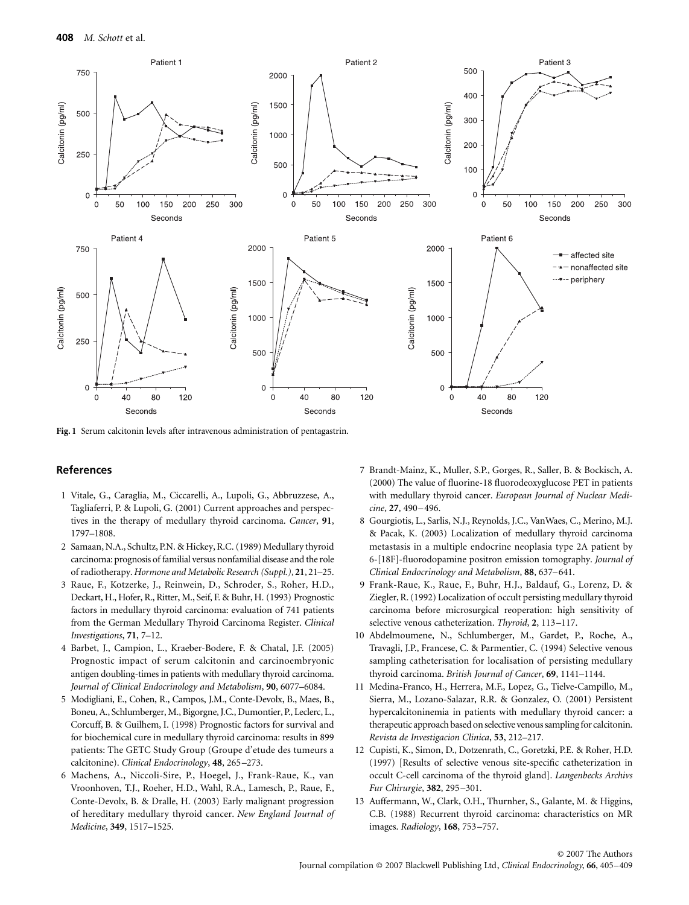Fig. 1 Serum calcitonin levels after intravenous administration of pentagastrin.

## References

1 Vitale, G., Caraglia, M., Ciccarelli, A., Lupoli, G., Abbruzzese, A., Tagliaferri, P. & Lupoli, G. (2001) Current approaches and perspectives in the therapy of medullary thyroid carcinoma. *Cancer*, **91**, 1797–1808.

2 Samaan, N.A., Schultz, P.N. & Hickey, R.C. (1989) Medullary thyroid carcinoma: prognosis of familial versus nonfamilial disease and the role of radiotherapy. *Hormone and Metabolic Research (Suppl.)*, **21**, 21–25.

3 Raue, F., Kotzerke, J., Reinwein, D., Schroder, S., Roher, H.D., Deckart, H., Hofer, R., Ritter, M., Seif, F. & Buhr, H. (1993) Prognostic factors in medullary thyroid carcinoma: evaluation of 741 patients from the German Medullary Thyroid Carcinoma Register. *Clinical Investigations*, **71**, 7–12.

4 Barbet, J., Campion, L., Kraeber-Bodere, F. & Chatal, J.F. (2005) Prognostic impact of serum calcitonin and carcinoembryonic antigen doubling-times in patients with medullary thyroid carcinoma. *Journal of Clinical Endocrinology and Metabolism*, **90**, 6077–6084.

5 Modigliani, E., Cohen, R., Campos, J.M., Conte-Devolx, B., Maes, B., Boneu, A., Schlumberger, M., Bigorgne, J.C., Dumontier, P., Leclerc, L., Corcuff, B. & Guilhem, I. (1998) Prognostic factors for survival and for biochemical cure in medullary thyroid carcinoma: results in 899 patients: The GETC Study Group (Groupe d'etude des tumeurs a calcitonine). *Clinical Endocrinology*, **48**, 265–273.

6 Machens, A., Niccoli-Sire, P., Hoegel, J., Frank-Raue, K., van Vroonhoven, T.J., Roeher, H.D., Wahl, R.A., Lamesch, P., Raue, F., Conte-Devolx, B. & Dralle, H. (2003) Early malignant progression of hereditary medullary thyroid cancer. *New England Journal of Medicine*, **349**, 1517–1525.

7 Brandt-Mainz, K., Muller, S.P., Gorges, R., Saller, B. & Bockisch, A. (2000) The value of fluorine-18 fluorodeoxyglucose PET in patients with medullary thyroid cancer. *European Journal of Nuclear Medicine*, **27**, 490–496.

8 Gourgiotis, L., Sarlis, N.J., Reynolds, J.C., VanWaes, C., Merino, M.J. & Pacak, K. (2003) Localization of medullary thyroid carcinoma metastasis in a multiple endocrine neoplasia type 2A patient by 6-[18F]-fluorodopamine positron emission tomography. *Journal of Clinical Endocrinology and Metabolism*, **88**, 637–641.

9 Frank-Raue, K., Raue, F., Buhr, H.J., Baldauf, G., Lorenz, D. & Ziegler, R. (1992) Localization of occult persisting medullary thyroid carcinoma before microsurgical reoperation: high sensitivity of selective venous catheterization. *Thyroid*, **2**, 113–117.

10 Abdelmoumene, N., Schlumberger, M., Gardet, P., Roche, A., Travagli, J.P., Francese, C. & Parmentier, C. (1994) Selective venous sampling catheterisation for localisation of persisting medullary thyroid carcinoma. *British Journal of Cancer*, **69**, 1141–1144.

11 Medina-Franco, H., Herrera, M.F., Lopez, G., Tielve-Campillo, M., Sierra, M., Lozano-Salazar, R.R. & Gonzalez, O. (2001) Persistent hypercalcitoninemia in patients with medullary thyroid cancer: a therapeutic approach based on selective venous sampling for calcitonin. *Revista de Investigacion Clinica*, **53**, 212–217.

12 Cupisti, K., Simon, D., Dotzenrath, C., Goretzki, P.E. & Roher, H.D. (1997) [Results of selective venous site-specific catheterization in occult C-cell carcinoma of the thyroid gland]. *Langenbecks Archivs Fur Chirurgie*, **382**, 295–301.

13 Auffermann, W., Clark, O.H., Thurnher, S., Galante, M. & Higgins, C.B. (1988) Recurrent thyroid carcinoma: characteristics on MR images. *Radiology*, **168**, 753–757.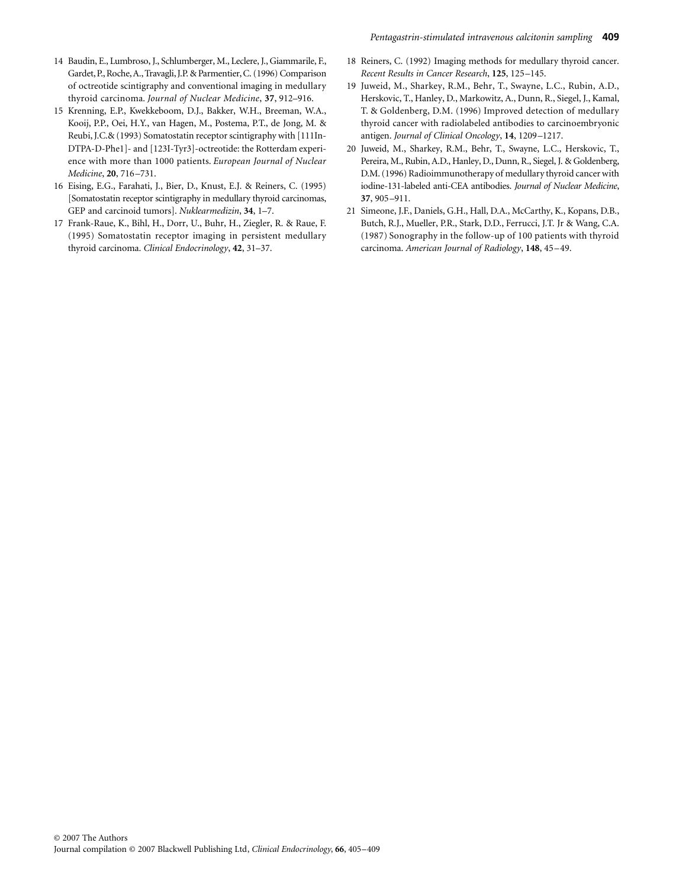14 Baudin, E., Lumbroso, J., Schlumberger, M., Leclere, J., Giammarile, F., Gardet, P., Roche, A., Travagli, J.P. & Parmentier, C. (1996) Comparison of octreotide scintigraphy and conventional imaging in medullary thyroid carcinoma. *Journal of Nuclear Medicine*, **37**, 912–916.

15 Krenning, E.P., Kwekkeboom, D.J., Bakker, W.H., Breeman, W.A., Kooij, P.P., Oei, H.Y., van Hagen, M., Postema, P.T., de Jong, M. & Reubi, J.C.& (1993) Somatostatin receptor scintigraphy with [111In-DTPA-D-Phe1]- and [123I-Tyr3]-octreotide: the Rotterdam experience with more than 1000 patients. *European Journal of Nuclear Medicine*, **20**, 716–731.

16 Eising, E.G., Farahati, J., Bier, D., Knust, E.J. & Reiners, C. (1995) [Somatostatin receptor scintigraphy in medullary thyroid carcinomas, GEP and carcinoid tumors]. *Nuklearmedizin*, **34**, 1–7.

17 Frank-Raue, K., Bihl, H., Dorr, U., Buhr, H., Ziegler, R. & Raue, F. (1995) Somatostatin receptor imaging in persistent medullary thyroid carcinoma. *Clinical Endocrinology*, **42**, 31–37.

18 Reiners, C. (1992) Imaging methods for medullary thyroid cancer. *Recent Results in Cancer Research*, **125**, 125–145.

19 Juweid, M., Sharkey, R.M., Behr, T., Swayne, L.C., Rubin, A.D., Herskovic, T., Hanley, D., Markowitz, A., Dunn, R., Siegel, J., Kamal, T. & Goldenberg, D.M. (1996) Improved detection of medullary thyroid cancer with radiolabeled antibodies to carcinoembryonic antigen. *Journal of Clinical Oncology*, **14**, 1209–1217.

20 Juweid, M., Sharkey, R.M., Behr, T., Swayne, L.C., Herskovic, T., Pereira, M., Rubin, A.D., Hanley, D., Dunn, R., Siegel, J. & Goldenberg, D.M. (1996) Radioimmunotherapy of medullary thyroid cancer with iodine-131-labeled anti-CEA antibodies. *Journal of Nuclear Medicine*, **37**, 905–911.

21 Simeone, J.F., Daniels, G.H., Hall, D.A., McCarthy, K., Kopans, D.B., Butch, R.J., Mueller, P.R., Stark, D.D., Ferrucci, J.T. Jr & Wang, C.A. (1987) Sonography in the follow-up of 100 patients with thyroid carcinoma. *American Journal of Radiology*, **148**, 45–49.